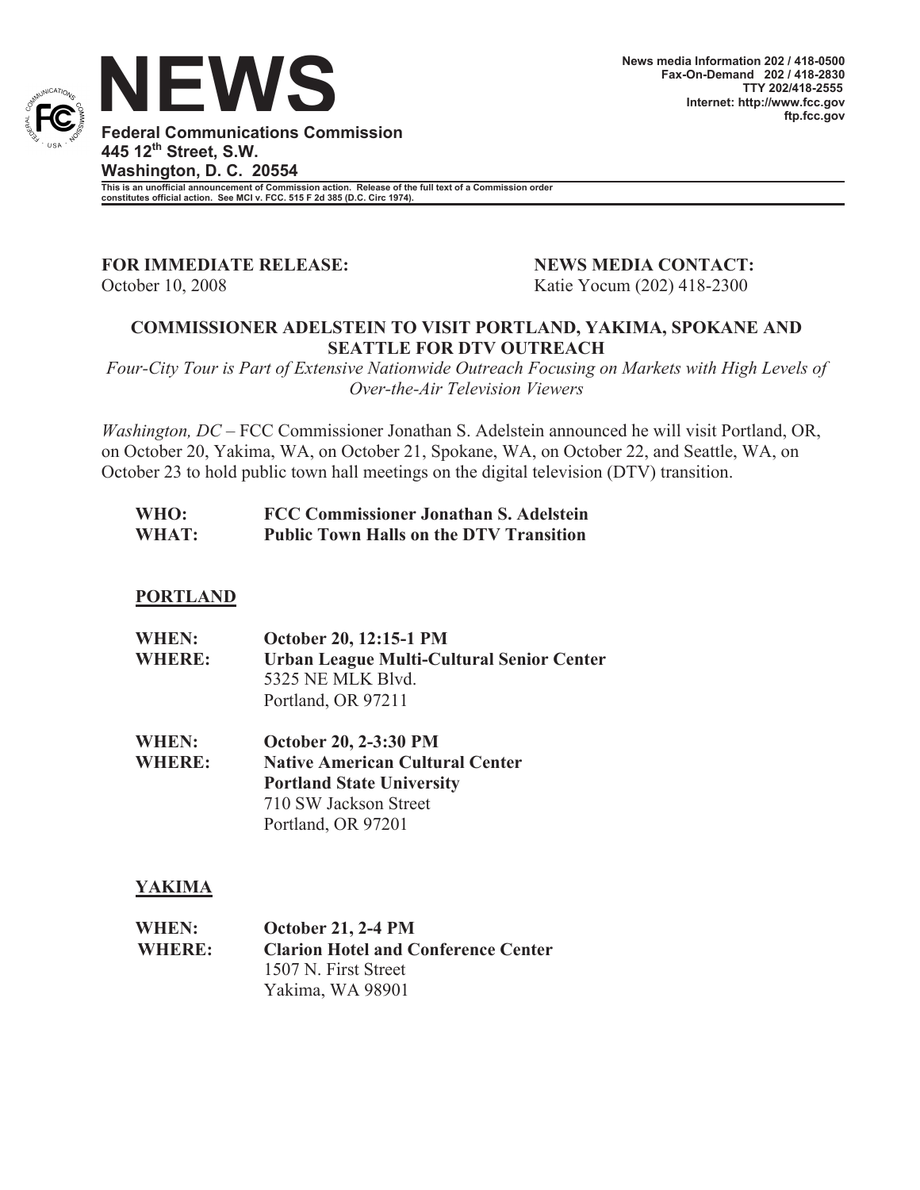# NEWS

**Federal Communications Commission**
**445 12th Street, S.W.**
**Washington, D. C. 20554**

News media Information 202 / 418-0500
Fax-On-Demand 202 / 418-2830
TTY 202/418-2555
Internet: http://www.fcc.gov
ftp.fcc.gov

This is an unofficial announcement of Commission action. Release of the full text of a Commission order constitutes official action. See MCI v. FCC. 515 F 2d 385 (D.C. Circ 1974).

**FOR IMMEDIATE RELEASE:**
October 10, 2008

**NEWS MEDIA CONTACT:**
Katie Yocum (202) 418-2300

## COMMISSIONER ADELSTEIN TO VISIT PORTLAND, YAKIMA, SPOKANE AND SEATTLE FOR DTV OUTREACH

*Four-City Tour is Part of Extensive Nationwide Outreach Focusing on Markets with High Levels of Over-the-Air Television Viewers*

*Washington, DC* – FCC Commissioner Jonathan S. Adelstein announced he will visit Portland, OR, on October 20, Yakima, WA, on October 21, Spokane, WA, on October 22, and Seattle, WA, on October 23 to hold public town hall meetings on the digital television (DTV) transition.

**WHO:** **FCC Commissioner Jonathan S. Adelstein**
**WHAT:** **Public Town Halls on the DTV Transition**

### PORTLAND

**WHEN:** **October 20, 12:15-1 PM**
**WHERE:** **Urban League Multi-Cultural Senior Center**
5325 NE MLK Blvd.
Portland, OR 97211

**WHEN:** **October 20, 2-3:30 PM**
**WHERE:** **Native American Cultural Center**
**Portland State University**
710 SW Jackson Street
Portland, OR 97201

### YAKIMA

**WHEN:** **October 21, 2-4 PM**
**WHERE:** **Clarion Hotel and Conference Center**
1507 N. First Street
Yakima, WA 98901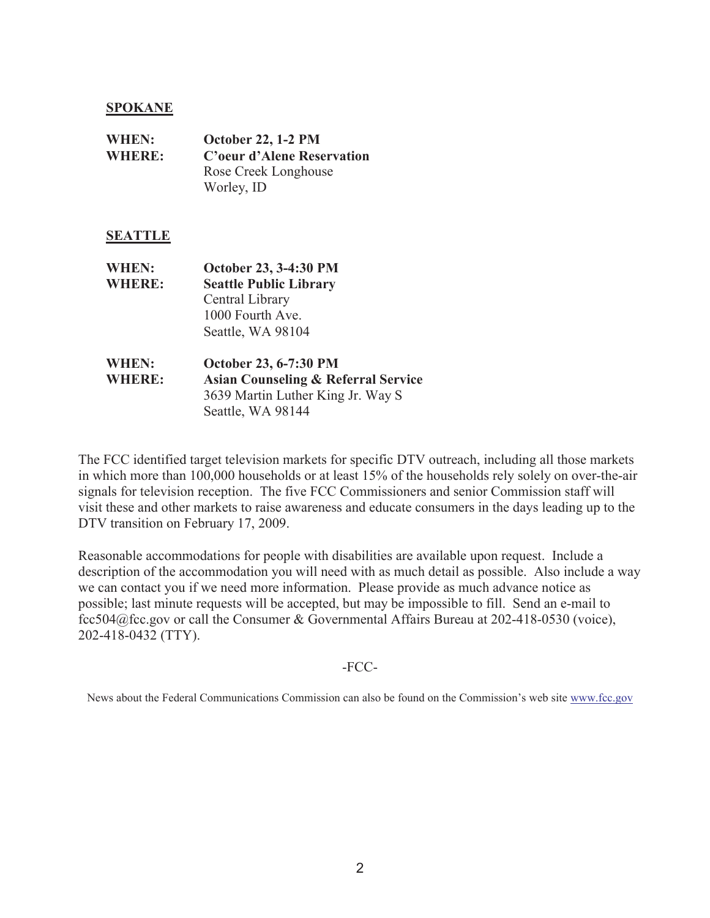**SPOKANE**

**WHEN:** **October 22, 1-2 PM**
**WHERE:** **C'oeur d'Alene Reservation**
Rose Creek Longhouse
Worley, ID

**SEATTLE**

**WHEN:** **October 23, 3-4:30 PM**
**WHERE:** **Seattle Public Library**
Central Library
1000 Fourth Ave.
Seattle, WA 98104

**WHEN:** **October 23, 6-7:30 PM**
**WHERE:** **Asian Counseling & Referral Service**
3639 Martin Luther King Jr. Way S
Seattle, WA 98144

The FCC identified target television markets for specific DTV outreach, including all those markets in which more than 100,000 households or at least 15% of the households rely solely on over-the-air signals for television reception. The five FCC Commissioners and senior Commission staff will visit these and other markets to raise awareness and educate consumers in the days leading up to the DTV transition on February 17, 2009.

Reasonable accommodations for people with disabilities are available upon request. Include a description of the accommodation you will need with as much detail as possible. Also include a way we can contact you if we need more information. Please provide as much advance notice as possible; last minute requests will be accepted, but may be impossible to fill. Send an e-mail to fcc504@fcc.gov or call the Consumer & Governmental Affairs Bureau at 202-418-0530 (voice), 202-418-0432 (TTY).

-FCC-

News about the Federal Communications Commission can also be found on the Commission's web site www.fcc.gov